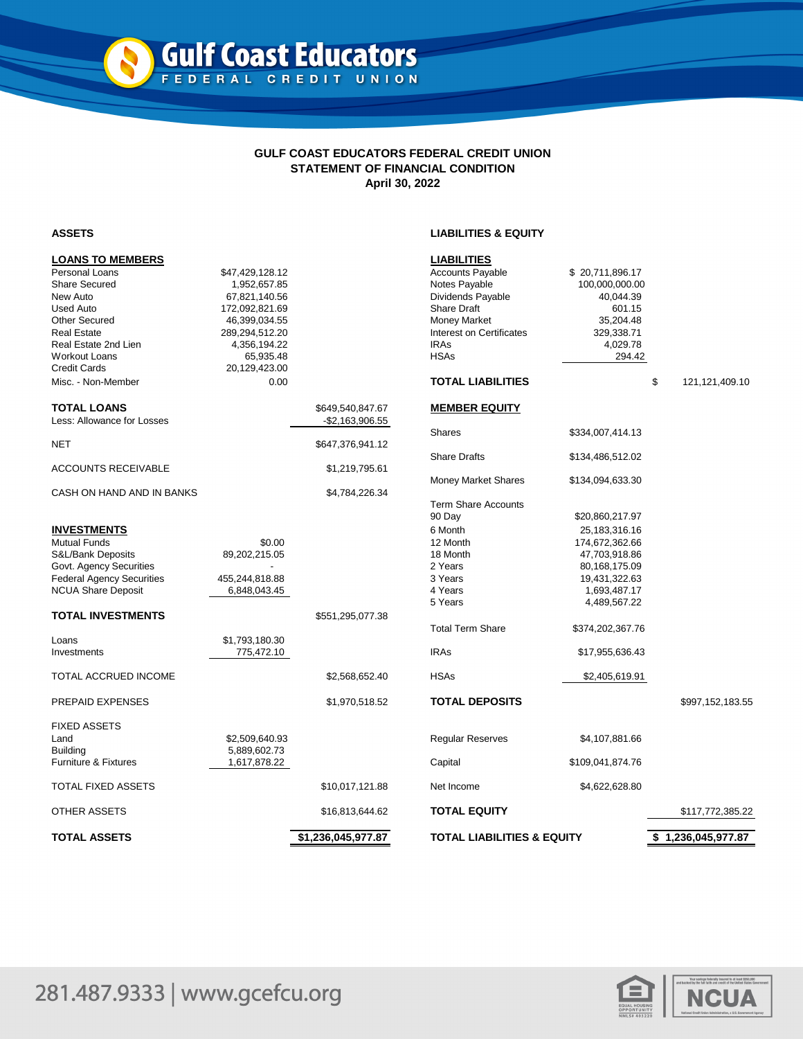# Gulf Coast Educators FEDERAL CREDIT UNION

**GULF COAST EDUCATORS FEDERAL CREDIT UNION**
**STATEMENT OF FINANCIAL CONDITION**
**April 30, 2022**

## ASSETS

| **LOANS TO MEMBERS** | | |
|---|---|---|
| Personal Loans | $47,429,128.12 | |
| Share Secured | 1,952,657.85 | |
| New Auto | 67,821,140.56 | |
| Used Auto | 172,092,821.69 | |
| Other Secured | 46,399,034.55 | |
| Real Estate | 289,294,512.20 | |
| Real Estate 2nd Lien | 4,356,194.22 | |
| Workout Loans | 65,935.48 | |
| Credit Cards | 20,129,423.00 | |
| Misc. - Non-Member | 0.00 | |
| **TOTAL LOANS** | | $649,540,847.67 |
| Less: Allowance for Losses | | -$2,163,906.55 |
| NET | | $647,376,941.12 |
| ACCOUNTS RECEIVABLE | | $1,219,795.61 |
| CASH ON HAND AND IN BANKS | | $4,784,226.34 |
| **INVESTMENTS** | | |
| Mutual Funds | $0.00 | |
| S&L/Bank Deposits | 89,202,215.05 | |
| Govt. Agency Securities | - | |
| Federal Agency Securities | 455,244,818.88 | |
| NCUA Share Deposit | 6,848,043.45 | |
| **TOTAL INVESTMENTS** | | $551,295,077.38 |
| Loans | $1,793,180.30 | |
| Investments | 775,472.10 | |
| TOTAL ACCRUED INCOME | | $2,568,652.40 |
| PREPAID EXPENSES | | $1,970,518.52 |
| FIXED ASSETS | | |
| Land | $2,509,640.93 | |
| Building | 5,889,602.73 | |
| Furniture & Fixtures | 1,617,878.22 | |
| TOTAL FIXED ASSETS | | $10,017,121.88 |
| OTHER ASSETS | | $16,813,644.62 |
| **TOTAL ASSETS** | | **$1,236,045,977.87** |

## LIABILITIES & EQUITY

| **LIABILITIES** | | |
|---|---|---|
| Accounts Payable | $ 20,711,896.17 | |
| Notes Payable | 100,000,000.00 | |
| Dividends Payable | 40,044.39 | |
| Share Draft | 601.15 | |
| Money Market | 35,204.48 | |
| Interest on Certificates | 329,338.71 | |
| IRAs | 4,029.78 | |
| HSAs | 294.42 | |
| **TOTAL LIABILITIES** | | $ 121,121,409.10 |
| **MEMBER EQUITY** | | |
| Shares | $334,007,414.13 | |
| Share Drafts | $134,486,512.02 | |
| Money Market Shares | $134,094,633.30 | |
| Term Share Accounts | | |
| 90 Day | $20,860,217.97 | |
| 6 Month | 25,183,316.16 | |
| 12 Month | 174,672,362.66 | |
| 18 Month | 47,703,918.86 | |
| 2 Years | 80,168,175.09 | |
| 3 Years | 19,431,322.63 | |
| 4 Years | 1,693,487.17 | |
| 5 Years | 4,489,567.22 | |
| Total Term Share | $374,202,367.76 | |
| IRAs | $17,955,636.43 | |
| HSAs | $2,405,619.91 | |
| **TOTAL DEPOSITS** | | $997,152,183.55 |
| Regular Reserves | $4,107,881.66 | |
| Capital | $109,041,874.76 | |
| Net Income | $4,622,628.80 | |
| **TOTAL EQUITY** | | $117,772,385.22 |
| **TOTAL LIABILITIES & EQUITY** | | **$ 1,236,045,977.87** |

281.487.9333 | www.gcefcu.org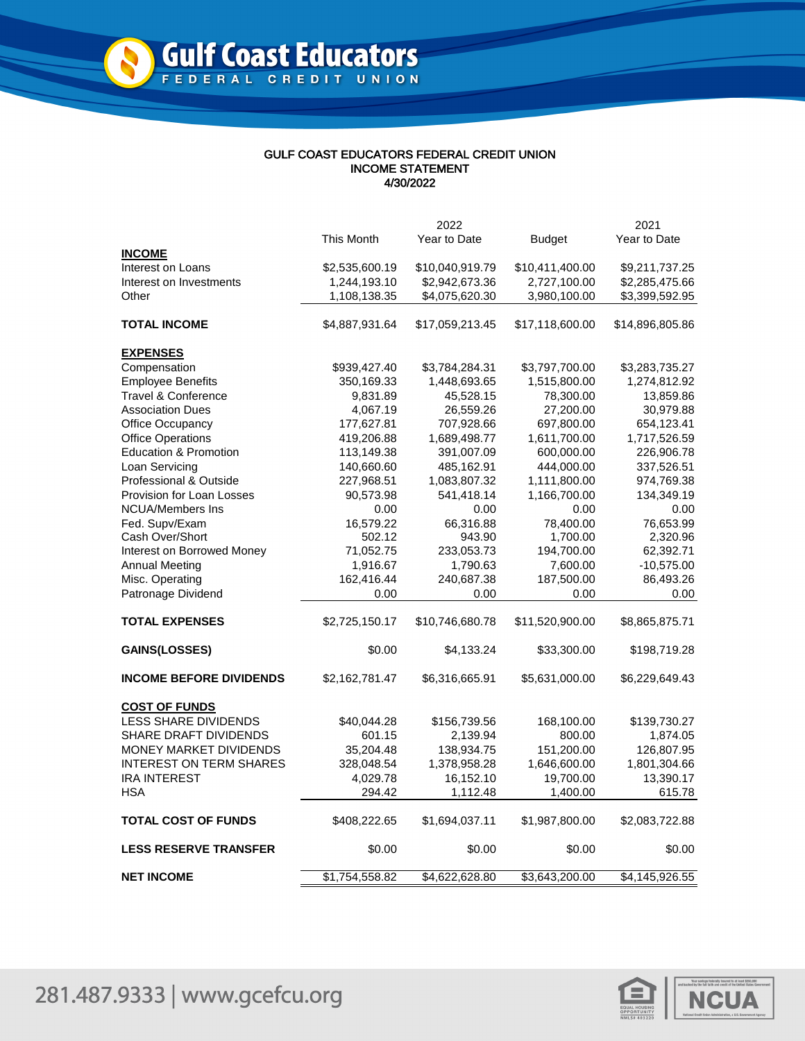GULF COAST EDUCATORS FEDERAL CREDIT UNION
INCOME STATEMENT
4/30/2022

| | 2022 | | | 2021 |
|---|---|---|---|---|
| | This Month | Year to Date | Budget | Year to Date |
| **INCOME** | | | | |
| Interest on Loans | $2,535,600.19 | $10,040,919.79 | $10,411,400.00 | $9,211,737.25 |
| Interest on Investments | 1,244,193.10 | $2,942,673.36 | 2,727,100.00 | $2,285,475.66 |
| Other | 1,108,138.35 | $4,075,620.30 | 3,980,100.00 | $3,399,592.95 |
| **TOTAL INCOME** | $4,887,931.64 | $17,059,213.45 | $17,118,600.00 | $14,896,805.86 |
| **EXPENSES** | | | | |
| Compensation | $939,427.40 | $3,784,284.31 | $3,797,700.00 | $3,283,735.27 |
| Employee Benefits | 350,169.33 | 1,448,693.65 | 1,515,800.00 | 1,274,812.92 |
| Travel & Conference | 9,831.89 | 45,528.15 | 78,300.00 | 13,859.86 |
| Association Dues | 4,067.19 | 26,559.26 | 27,200.00 | 30,979.88 |
| Office Occupancy | 177,627.81 | 707,928.66 | 697,800.00 | 654,123.41 |
| Office Operations | 419,206.88 | 1,689,498.77 | 1,611,700.00 | 1,717,526.59 |
| Education & Promotion | 113,149.38 | 391,007.09 | 600,000.00 | 226,906.78 |
| Loan Servicing | 140,660.60 | 485,162.91 | 444,000.00 | 337,526.51 |
| Professional & Outside | 227,968.51 | 1,083,807.32 | 1,111,800.00 | 974,769.38 |
| Provision for Loan Losses | 90,573.98 | 541,418.14 | 1,166,700.00 | 134,349.19 |
| NCUA/Members Ins | 0.00 | 0.00 | 0.00 | 0.00 |
| Fed. Supv/Exam | 16,579.22 | 66,316.88 | 78,400.00 | 76,653.99 |
| Cash Over/Short | 502.12 | 943.90 | 1,700.00 | 2,320.96 |
| Interest on Borrowed Money | 71,052.75 | 233,053.73 | 194,700.00 | 62,392.71 |
| Annual Meeting | 1,916.67 | 1,790.63 | 7,600.00 | -10,575.00 |
| Misc. Operating | 162,416.44 | 240,687.38 | 187,500.00 | 86,493.26 |
| Patronage Dividend | 0.00 | 0.00 | 0.00 | 0.00 |
| **TOTAL EXPENSES** | $2,725,150.17 | $10,746,680.78 | $11,520,900.00 | $8,865,875.71 |
| **GAINS(LOSSES)** | $0.00 | $4,133.24 | $33,300.00 | $198,719.28 |
| **INCOME BEFORE DIVIDENDS** | $2,162,781.47 | $6,316,665.91 | $5,631,000.00 | $6,229,649.43 |
| **COST OF FUNDS** | | | | |
| LESS SHARE DIVIDENDS | $40,044.28 | $156,739.56 | 168,100.00 | $139,730.27 |
| SHARE DRAFT DIVIDENDS | 601.15 | 2,139.94 | 800.00 | 1,874.05 |
| MONEY MARKET DIVIDENDS | 35,204.48 | 138,934.75 | 151,200.00 | 126,807.95 |
| INTEREST ON TERM SHARES | 328,048.54 | 1,378,958.28 | 1,646,600.00 | 1,801,304.66 |
| IRA INTEREST | 4,029.78 | 16,152.10 | 19,700.00 | 13,390.17 |
| HSA | 294.42 | 1,112.48 | 1,400.00 | 615.78 |
| **TOTAL COST OF FUNDS** | $408,222.65 | $1,694,037.11 | $1,987,800.00 | $2,083,722.88 |
| **LESS RESERVE TRANSFER** | $0.00 | $0.00 | $0.00 | $0.00 |
| **NET INCOME** | $1,754,558.82 | $4,622,628.80 | $3,643,200.00 | $4,145,926.55 |